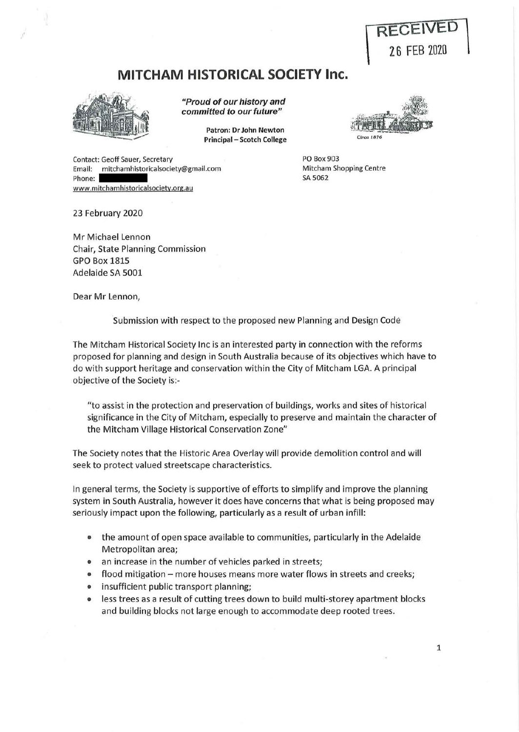RECEIVED
26 FEB 2020

# MITCHAM HISTORICAL SOCIETY Inc.

***"Proud of our history and committed to our future"***

**Patron: Dr John Newton**
**Principal – Scotch College**

Circa 1876

Contact: Geoff Sauer, Secretary
Email: mitchamhistoricalsociety@gmail.com
Phone: [redacted]
www.mitchamhistoricalsociety.org.au

PO Box 903
Mitcham Shopping Centre
SA 5062

23 February 2020

Mr Michael Lennon
Chair, State Planning Commission
GPO Box 1815
Adelaide SA 5001

Dear Mr Lennon,

Submission with respect to the proposed new Planning and Design Code

The Mitcham Historical Society Inc is an interested party in connection with the reforms proposed for planning and design in South Australia because of its objectives which have to do with support heritage and conservation within the City of Mitcham LGA. A principal objective of the Society is:-

> "to assist in the protection and preservation of buildings, works and sites of historical significance in the City of Mitcham, especially to preserve and maintain the character of the Mitcham Village Historical Conservation Zone"

The Society notes that the Historic Area Overlay will provide demolition control and will seek to protect valued streetscape characteristics.

In general terms, the Society is supportive of efforts to simplify and improve the planning system in South Australia, however it does have concerns that what is being proposed may seriously impact upon the following, particularly as a result of urban infill:

- the amount of open space available to communities, particularly in the Adelaide Metropolitan area;
- an increase in the number of vehicles parked in streets;
- flood mitigation – more houses means more water flows in streets and creeks;
- insufficient public transport planning;
- less trees as a result of cutting trees down to build multi-storey apartment blocks and building blocks not large enough to accommodate deep rooted trees.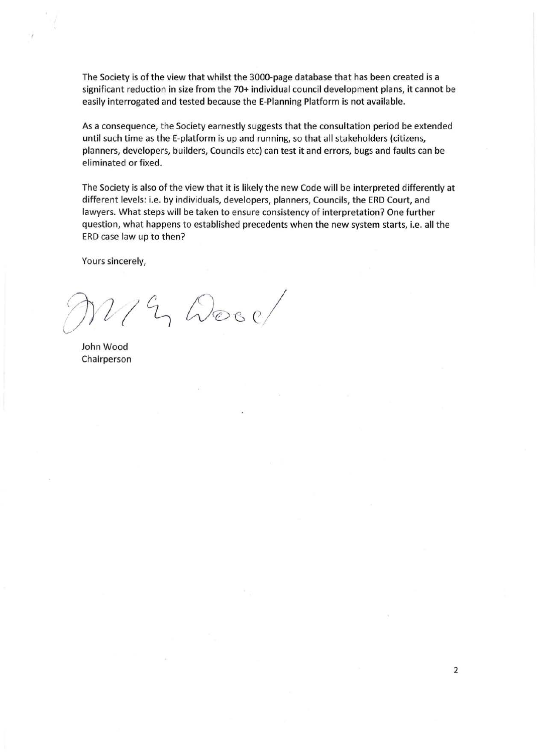The Society is of the view that whilst the 3000-page database that has been created is a significant reduction in size from the 70+ individual council development plans, it cannot be easily interrogated and tested because the E-Planning Platform is not available.

As a consequence, the Society earnestly suggests that the consultation period be extended until such time as the E-platform is up and running, so that all stakeholders (citizens, planners, developers, builders, Councils etc) can test it and errors, bugs and faults can be eliminated or fixed.

The Society is also of the view that it is likely the new Code will be interpreted differently at different levels: i.e. by individuals, developers, planners, Councils, the ERD Court, and lawyers. What steps will be taken to ensure consistency of interpretation? One further question, what happens to established precedents when the new system starts, i.e. all the ERD case law up to then?

Yours sincerely,

John Wood
Chairperson